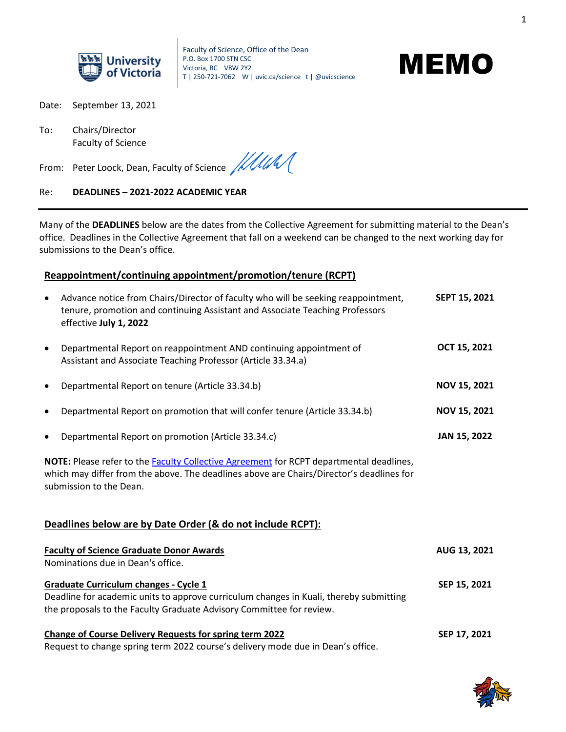Faculty of Science, Office of the Dean
P.O. Box 1700 STN CSC
Victoria, BC V8W 2Y2
T | 250-721-7062 W | uvic.ca/science t | @uvicscience

# MEMO

Date: September 13, 2021

To: Chairs/Director
Faculty of Science

From: Peter Loock, Dean, Faculty of Science

Re: **DEADLINES – 2021-2022 ACADEMIC YEAR**

---

Many of the **DEADLINES** below are the dates from the Collective Agreement for submitting material to the Dean's office. Deadlines in the Collective Agreement that fall on a weekend can be changed to the next working day for submissions to the Dean's office.

## Reappointment/continuing appointment/promotion/tenure (RCPT)

- Advance notice from Chairs/Director of faculty who will be seeking reappointment, tenure, promotion and continuing Assistant and Associate Teaching Professors effective **July 1, 2022** — **SEPT 15, 2021**
- Departmental Report on reappointment AND continuing appointment of Assistant and Associate Teaching Professor (Article 33.34.a) — **OCT 15, 2021**
- Departmental Report on tenure (Article 33.34.b) — **NOV 15, 2021**
- Departmental Report on promotion that will confer tenure (Article 33.34.b) — **NOV 15, 2021**
- Departmental Report on promotion (Article 33.34.c) — **JAN 15, 2022**

**NOTE:** Please refer to the Faculty Collective Agreement for RCPT departmental deadlines, which may differ from the above. The deadlines above are Chairs/Director's deadlines for submission to the Dean.

## Deadlines below are by Date Order (& do not include RCPT):

**Faculty of Science Graduate Donor Awards** — **AUG 13, 2021**
Nominations due in Dean's office.

**Graduate Curriculum changes - Cycle 1** — **SEP 15, 2021**
Deadline for academic units to approve curriculum changes in Kuali, thereby submitting the proposals to the Faculty Graduate Advisory Committee for review.

**Change of Course Delivery Requests for spring term 2022** — **SEP 17, 2021**
Request to change spring term 2022 course's delivery mode due in Dean's office.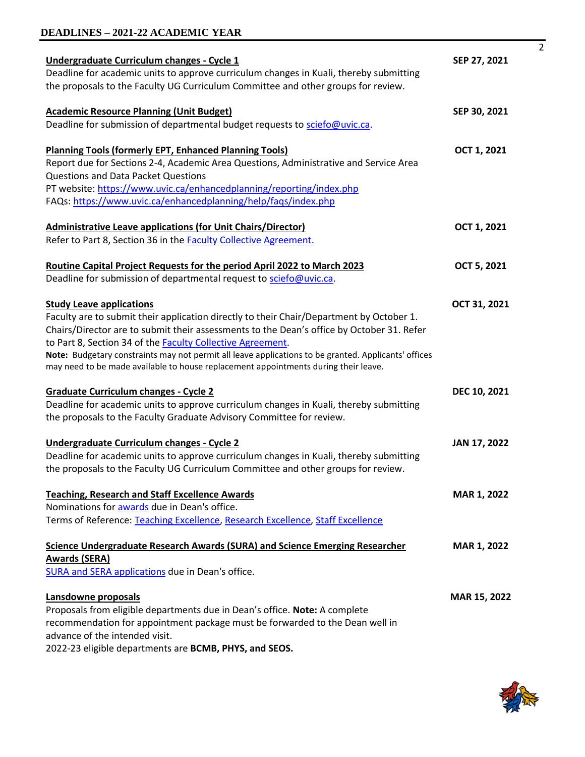## DEADLINES – 2021-22 ACADEMIC YEAR

| | |
|---|---|
| **Undergraduate Curriculum changes - Cycle 1**<br>Deadline for academic units to approve curriculum changes in Kuali, thereby submitting the proposals to the Faculty UG Curriculum Committee and other groups for review. | **SEP 27, 2021** |
| **Academic Resource Planning (Unit Budget)**<br>Deadline for submission of departmental budget requests to sciefo@uvic.ca. | **SEP 30, 2021** |
| **Planning Tools (formerly EPT, Enhanced Planning Tools)**<br>Report due for Sections 2-4, Academic Area Questions, Administrative and Service Area Questions and Data Packet Questions<br>PT website: https://www.uvic.ca/enhancedplanning/reporting/index.php<br>FAQs: https://www.uvic.ca/enhancedplanning/help/faqs/index.php | **OCT 1, 2021** |
| **Administrative Leave applications (for Unit Chairs/Director)**<br>Refer to Part 8, Section 36 in the Faculty Collective Agreement. | **OCT 1, 2021** |
| **Routine Capital Project Requests for the period April 2022 to March 2023**<br>Deadline for submission of departmental request to sciefo@uvic.ca. | **OCT 5, 2021** |
| **Study Leave applications**<br>Faculty are to submit their application directly to their Chair/Department by October 1. Chairs/Director are to submit their assessments to the Dean's office by October 31. Refer to Part 8, Section 34 of the Faculty Collective Agreement.<br>**Note:** Budgetary constraints may not permit all leave applications to be granted. Applicants' offices may need to be made available to house replacement appointments during their leave. | **OCT 31, 2021** |
| **Graduate Curriculum changes - Cycle 2**<br>Deadline for academic units to approve curriculum changes in Kuali, thereby submitting the proposals to the Faculty Graduate Advisory Committee for review. | **DEC 10, 2021** |
| **Undergraduate Curriculum changes - Cycle 2**<br>Deadline for academic units to approve curriculum changes in Kuali, thereby submitting the proposals to the Faculty UG Curriculum Committee and other groups for review. | **JAN 17, 2022** |
| **Teaching, Research and Staff Excellence Awards**<br>Nominations for awards due in Dean's office.<br>Terms of Reference: Teaching Excellence, Research Excellence, Staff Excellence | **MAR 1, 2022** |
| **Science Undergraduate Research Awards (SURA) and Science Emerging Researcher Awards (SERA)**<br>SURA and SERA applications due in Dean's office. | **MAR 1, 2022** |
| **Lansdowne proposals**<br>Proposals from eligible departments due in Dean's office. **Note:** A complete recommendation for appointment package must be forwarded to the Dean well in advance of the intended visit.<br>2022-23 eligible departments are **BCMB, PHYS, and SEOS.** | **MAR 15, 2022** |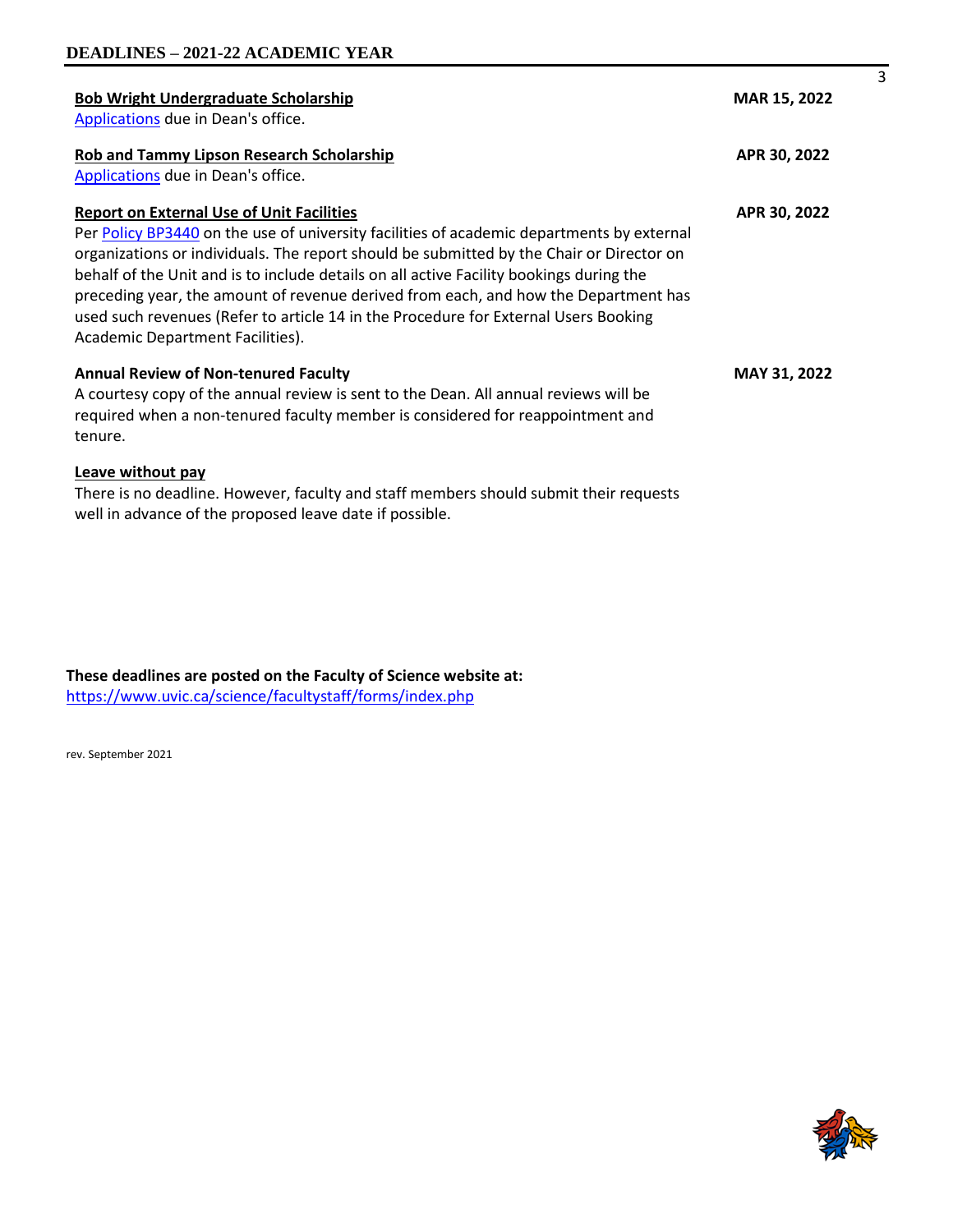## DEADLINES – 2021-22 ACADEMIC YEAR

| | |
|---|---|
| **Bob Wright Undergraduate Scholarship**<br>Applications due in Dean's office. | **MAR 15, 2022** |
| **Rob and Tammy Lipson Research Scholarship**<br>Applications due in Dean's office. | **APR 30, 2022** |
| **Report on External Use of Unit Facilities**<br>Per Policy BP3440 on the use of university facilities of academic departments by external organizations or individuals. The report should be submitted by the Chair or Director on behalf of the Unit and is to include details on all active Facility bookings during the preceding year, the amount of revenue derived from each, and how the Department has used such revenues (Refer to article 14 in the Procedure for External Users Booking Academic Department Facilities). | **APR 30, 2022** |
| **Annual Review of Non-tenured Faculty**<br>A courtesy copy of the annual review is sent to the Dean. All annual reviews will be required when a non-tenured faculty member is considered for reappointment and tenure. | **MAY 31, 2022** |
| **Leave without pay**<br>There is no deadline. However, faculty and staff members should submit their requests well in advance of the proposed leave date if possible. | |

**These deadlines are posted on the Faculty of Science website at:**
https://www.uvic.ca/science/facultystaff/forms/index.php

rev. September 2021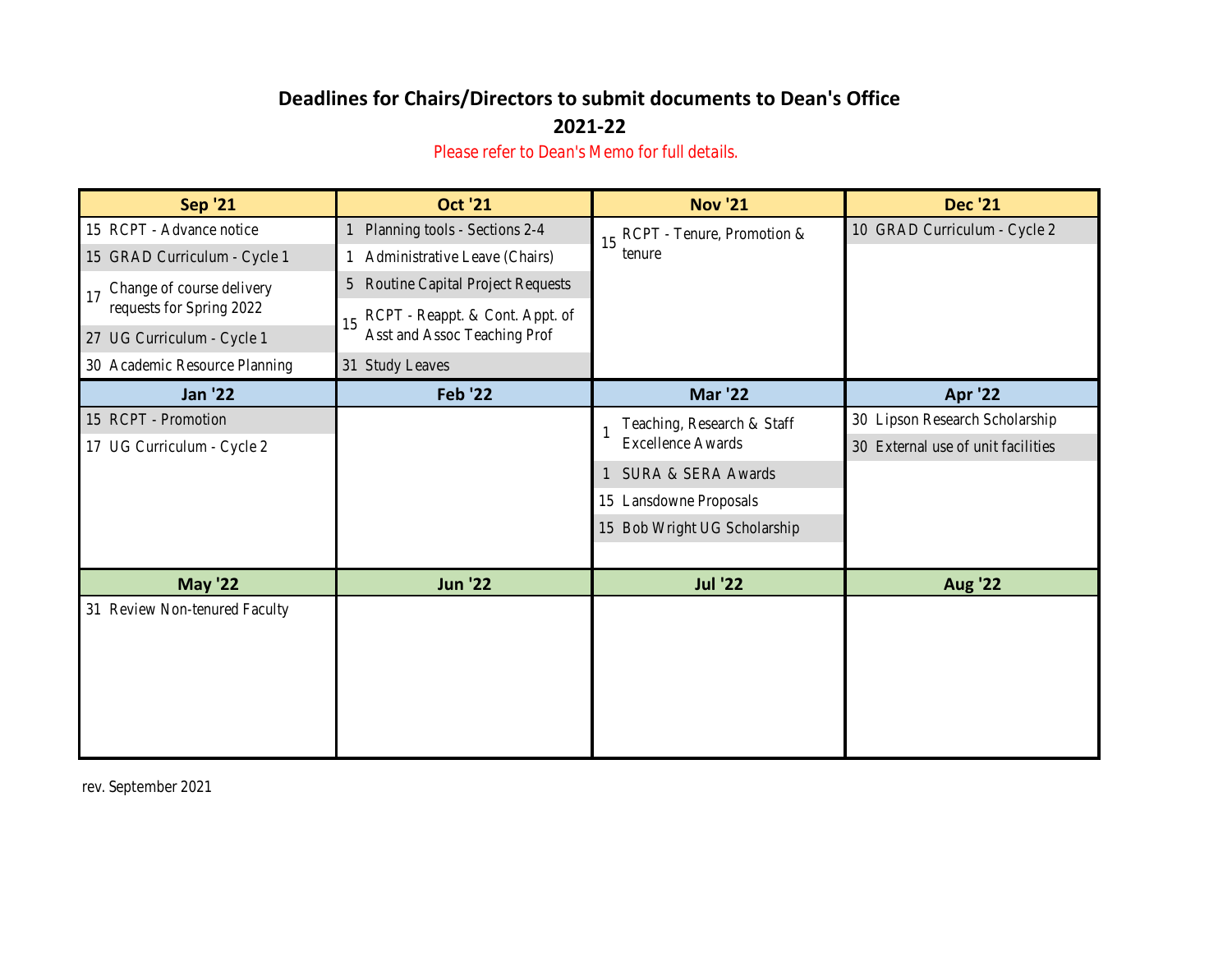# Deadlines for Chairs/Directors to submit documents to Dean's Office

## 2021-22

Please refer to Dean's Memo for full details.

| Sep '21 | Oct '21 | Nov '21 | Dec '21 |
|---|---|---|---|
| 15 RCPT - Advance notice | 1 Planning tools - Sections 2-4 | 15 RCPT - Tenure, Promotion & tenure | 10 GRAD Curriculum - Cycle 2 |
| 15 GRAD Curriculum - Cycle 1 | 1 Administrative Leave (Chairs) | | |
| 17 Change of course delivery requests for Spring 2022 | 5 Routine Capital Project Requests | | |
| 27 UG Curriculum - Cycle 1 | 15 RCPT - Reappt. & Cont. Appt. of Asst and Assoc Teaching Prof | | |
| 30 Academic Resource Planning | 31 Study Leaves | | |
| **Jan '22** | **Feb '22** | **Mar '22** | **Apr '22** |
| 15 RCPT - Promotion | | 1 Teaching, Research & Staff Excellence Awards | 30 Lipson Research Scholarship |
| 17 UG Curriculum - Cycle 2 | | 1 SURA & SERA Awards | 30 External use of unit facilities |
| | | 15 Lansdowne Proposals | |
| | | 15 Bob Wright UG Scholarship | |
| **May '22** | **Jun '22** | **Jul '22** | **Aug '22** |
| 31 Review Non-tenured Faculty | | | |

rev. September 2021